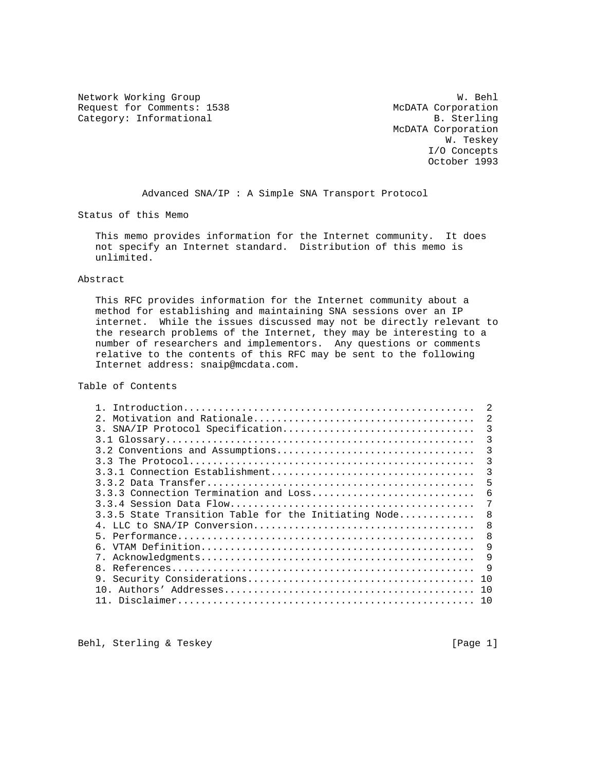Network Working Group: W. Behl
Request for Comments: 1538: McDATA Corporation
Category: Informational: B. Sterling, McDATA Corporation
W. Teskey, I/O Concepts
October 1993

# Advanced SNA/IP : A Simple SNA Transport Protocol

## Status of this Memo

This memo provides information for the Internet community. It does not specify an Internet standard. Distribution of this memo is unlimited.

## Abstract

This RFC provides information for the Internet community about a method for establishing and maintaining SNA sessions over an IP internet. While the issues discussed may not be directly relevant to the research problems of the Internet, they may be interesting to a number of researchers and implementors. Any questions or comments relative to the contents of this RFC may be sent to the following Internet address: snaip@mcdata.com.

## Table of Contents

```
1. Introduction.................................................  2
2. Motivation and Rationale.....................................  2
3. SNA/IP Protocol Specification................................  3
3.1 Glossary....................................................  3
3.2 Conventions and Assumptions.................................  3
3.3 The Protocol................................................  3
3.3.1 Connection Establishment..................................  3
3.3.2 Data Transfer.............................................  5
3.3.3 Connection Termination and Loss...........................  6
3.3.4 Session Data Flow.........................................  7
3.3.5 State Transition Table for the Initiating Node............  8
4. LLC to SNA/IP Conversion.....................................  8
5. Performance..................................................  8
6. VTAM Definition..............................................  9
7. Acknowledgments..............................................  9
8. References...................................................  9
9. Security Considerations...................................... 10
10. Authors' Addresses.......................................... 10
11. Disclaimer.................................................. 10
```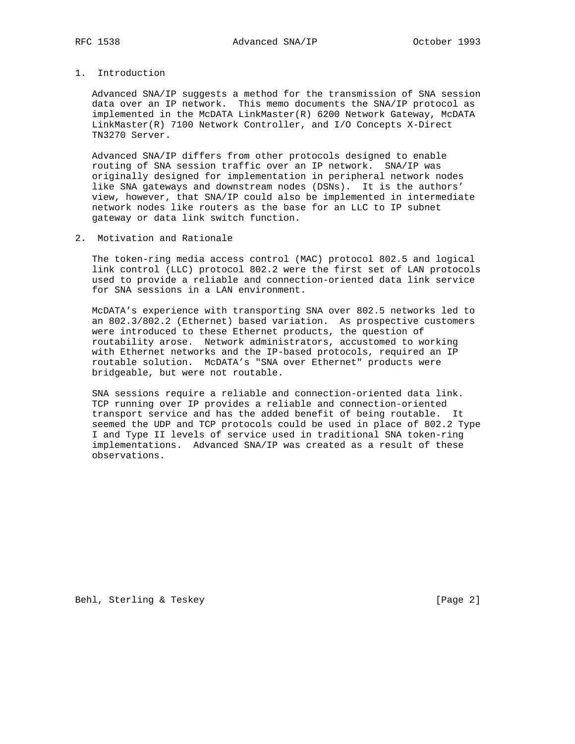## 1. Introduction

Advanced SNA/IP suggests a method for the transmission of SNA session data over an IP network. This memo documents the SNA/IP protocol as implemented in the McDATA LinkMaster(R) 6200 Network Gateway, McDATA LinkMaster(R) 7100 Network Controller, and I/O Concepts X-Direct TN3270 Server.

Advanced SNA/IP differs from other protocols designed to enable routing of SNA session traffic over an IP network. SNA/IP was originally designed for implementation in peripheral network nodes like SNA gateways and downstream nodes (DSNs). It is the authors' view, however, that SNA/IP could also be implemented in intermediate network nodes like routers as the base for an LLC to IP subnet gateway or data link switch function.

## 2. Motivation and Rationale

The token-ring media access control (MAC) protocol 802.5 and logical link control (LLC) protocol 802.2 were the first set of LAN protocols used to provide a reliable and connection-oriented data link service for SNA sessions in a LAN environment.

McDATA's experience with transporting SNA over 802.5 networks led to an 802.3/802.2 (Ethernet) based variation. As prospective customers were introduced to these Ethernet products, the question of routability arose. Network administrators, accustomed to working with Ethernet networks and the IP-based protocols, required an IP routable solution. McDATA's "SNA over Ethernet" products were bridgeable, but were not routable.

SNA sessions require a reliable and connection-oriented data link. TCP running over IP provides a reliable and connection-oriented transport service and has the added benefit of being routable. It seemed the UDP and TCP protocols could be used in place of 802.2 Type I and Type II levels of service used in traditional SNA token-ring implementations. Advanced SNA/IP was created as a result of these observations.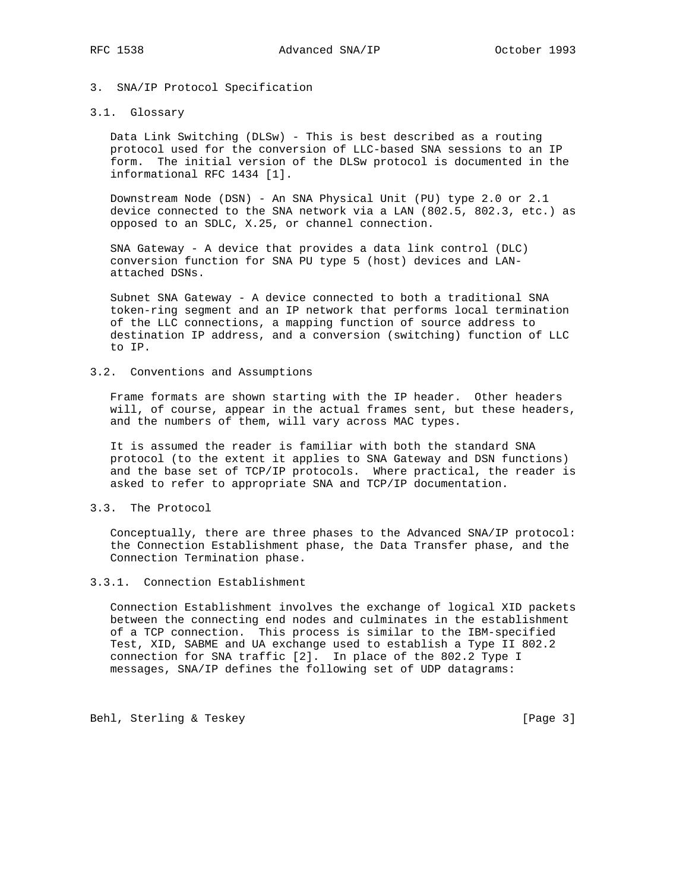## 3. SNA/IP Protocol Specification

### 3.1. Glossary

Data Link Switching (DLSw) - This is best described as a routing protocol used for the conversion of LLC-based SNA sessions to an IP form. The initial version of the DLSw protocol is documented in the informational RFC 1434 [1].

Downstream Node (DSN) - An SNA Physical Unit (PU) type 2.0 or 2.1 device connected to the SNA network via a LAN (802.5, 802.3, etc.) as opposed to an SDLC, X.25, or channel connection.

SNA Gateway - A device that provides a data link control (DLC) conversion function for SNA PU type 5 (host) devices and LAN-attached DSNs.

Subnet SNA Gateway - A device connected to both a traditional SNA token-ring segment and an IP network that performs local termination of the LLC connections, a mapping function of source address to destination IP address, and a conversion (switching) function of LLC to IP.

### 3.2. Conventions and Assumptions

Frame formats are shown starting with the IP header. Other headers will, of course, appear in the actual frames sent, but these headers, and the numbers of them, will vary across MAC types.

It is assumed the reader is familiar with both the standard SNA protocol (to the extent it applies to SNA Gateway and DSN functions) and the base set of TCP/IP protocols. Where practical, the reader is asked to refer to appropriate SNA and TCP/IP documentation.

### 3.3. The Protocol

Conceptually, there are three phases to the Advanced SNA/IP protocol: the Connection Establishment phase, the Data Transfer phase, and the Connection Termination phase.

#### 3.3.1. Connection Establishment

Connection Establishment involves the exchange of logical XID packets between the connecting end nodes and culminates in the establishment of a TCP connection. This process is similar to the IBM-specified Test, XID, SABME and UA exchange used to establish a Type II 802.2 connection for SNA traffic [2]. In place of the 802.2 Type I messages, SNA/IP defines the following set of UDP datagrams: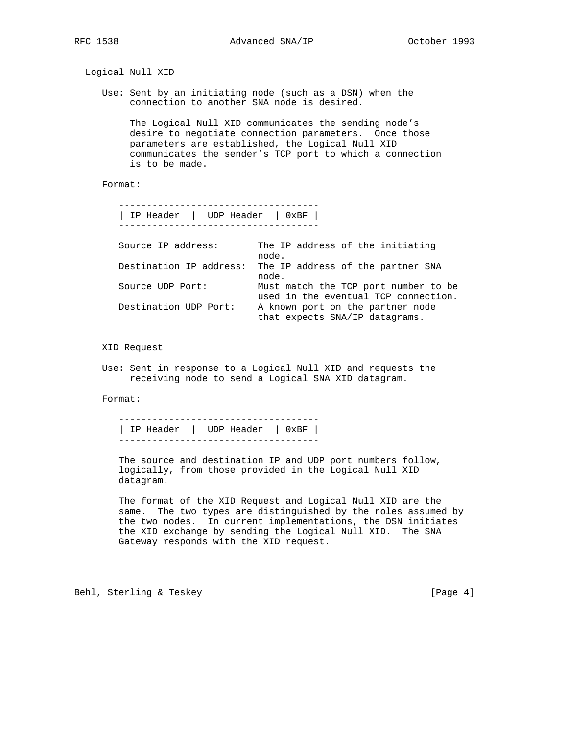## Logical Null XID

Use: Sent by an initiating node (such as a DSN) when the connection to another SNA node is desired.

The Logical Null XID communicates the sending node's desire to negotiate connection parameters. Once those parameters are established, the Logical Null XID communicates the sender's TCP port to which a connection is to be made.

Format:

```
-----------------------------------
| IP Header  |  UDP Header  | 0xBF |
-----------------------------------
```

| Field | Description |
| --- | --- |
| Source IP address: | The IP address of the initiating node. |
| Destination IP address: | The IP address of the partner SNA node. |
| Source UDP Port: | Must match the TCP port number to be used in the eventual TCP connection. |
| Destination UDP Port: | A known port on the partner node that expects SNA/IP datagrams. |

## XID Request

Use: Sent in response to a Logical Null XID and requests the receiving node to send a Logical SNA XID datagram.

Format:

```
-----------------------------------
| IP Header  |  UDP Header  | 0xBF |
-----------------------------------
```

The source and destination IP and UDP port numbers follow, logically, from those provided in the Logical Null XID datagram.

The format of the XID Request and Logical Null XID are the same. The two types are distinguished by the roles assumed by the two nodes. In current implementations, the DSN initiates the XID exchange by sending the Logical Null XID. The SNA Gateway responds with the XID request.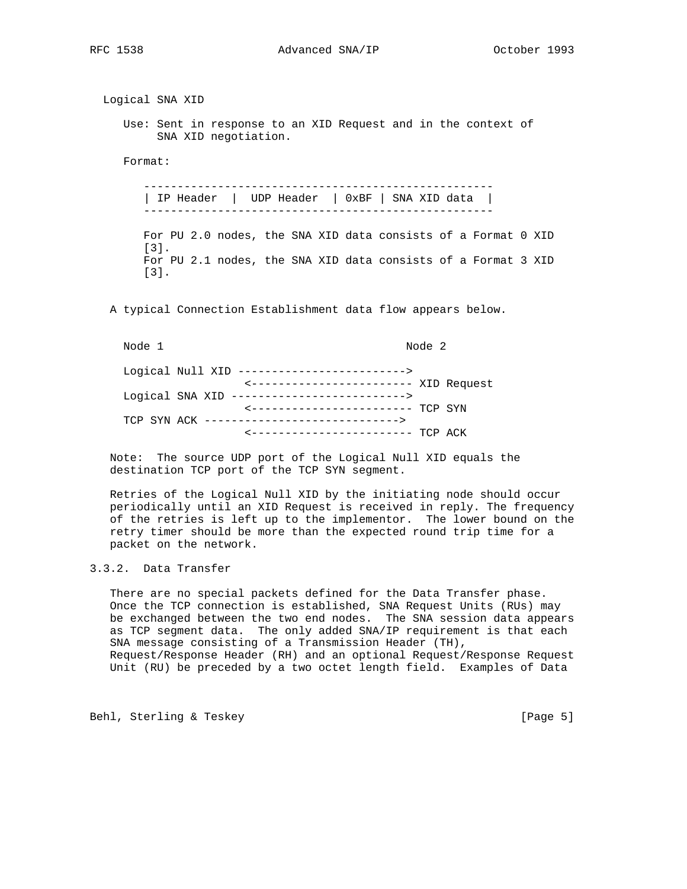Logical SNA XID

Use: Sent in response to an XID Request and in the context of SNA XID negotiation.

Format:

```
---------------------------------------------------
| IP Header  |  UDP Header  | 0xBF | SNA XID data  |
---------------------------------------------------
```

For PU 2.0 nodes, the SNA XID data consists of a Format 0 XID [3].
For PU 2.1 nodes, the SNA XID data consists of a Format 3 XID [3].

A typical Connection Establishment data flow appears below.

```
Node 1                                     Node 2

Logical Null XID ------------------------->
                  <------------------------ XID Request
Logical SNA XID -------------------------->
                  <------------------------ TCP SYN
TCP SYN ACK ----------------------------->
                  <------------------------ TCP ACK
```

Note:  The source UDP port of the Logical Null XID equals the destination TCP port of the TCP SYN segment.

Retries of the Logical Null XID by the initiating node should occur periodically until an XID Request is received in reply. The frequency of the retries is left up to the implementor.  The lower bound on the retry timer should be more than the expected round trip time for a packet on the network.

### 3.3.2. Data Transfer

There are no special packets defined for the Data Transfer phase. Once the TCP connection is established, SNA Request Units (RUs) may be exchanged between the two end nodes.  The SNA session data appears as TCP segment data.  The only added SNA/IP requirement is that each SNA message consisting of a Transmission Header (TH), Request/Response Header (RH) and an optional Request/Response Request Unit (RU) be preceded by a two octet length field.  Examples of Data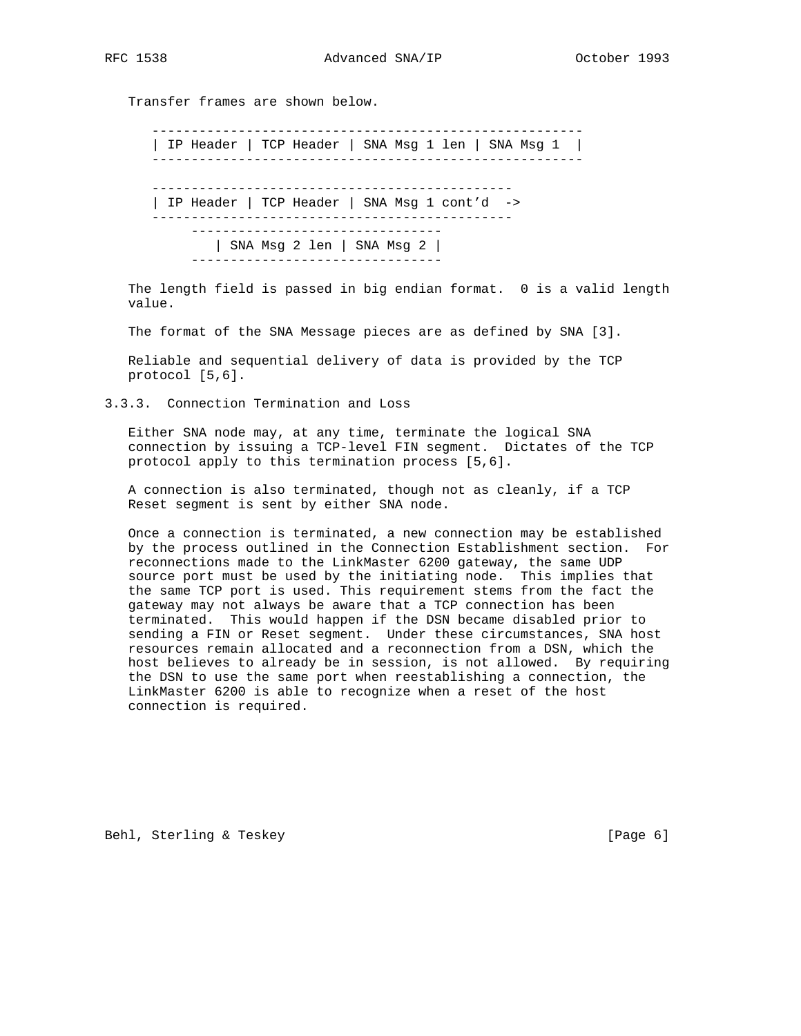Transfer frames are shown below.

```
    -------------------------------------------------------
    | IP Header | TCP Header | SNA Msg 1 len | SNA Msg 1  |
    -------------------------------------------------------

    ---------------------------------------------
    | IP Header | TCP Header | SNA Msg 1 cont'd  ->
    ---------------------------------------------
         -------------------------------
            | SNA Msg 2 len | SNA Msg 2 |
         -------------------------------
```

The length field is passed in big endian format. 0 is a valid length value.

The format of the SNA Message pieces are as defined by SNA [3].

Reliable and sequential delivery of data is provided by the TCP protocol [5,6].

### 3.3.3. Connection Termination and Loss

Either SNA node may, at any time, terminate the logical SNA connection by issuing a TCP-level FIN segment. Dictates of the TCP protocol apply to this termination process [5,6].

A connection is also terminated, though not as cleanly, if a TCP Reset segment is sent by either SNA node.

Once a connection is terminated, a new connection may be established by the process outlined in the Connection Establishment section. For reconnections made to the LinkMaster 6200 gateway, the same UDP source port must be used by the initiating node. This implies that the same TCP port is used. This requirement stems from the fact the gateway may not always be aware that a TCP connection has been terminated. This would happen if the DSN became disabled prior to sending a FIN or Reset segment. Under these circumstances, SNA host resources remain allocated and a reconnection from a DSN, which the host believes to already be in session, is not allowed. By requiring the DSN to use the same port when reestablishing a connection, the LinkMaster 6200 is able to recognize when a reset of the host connection is required.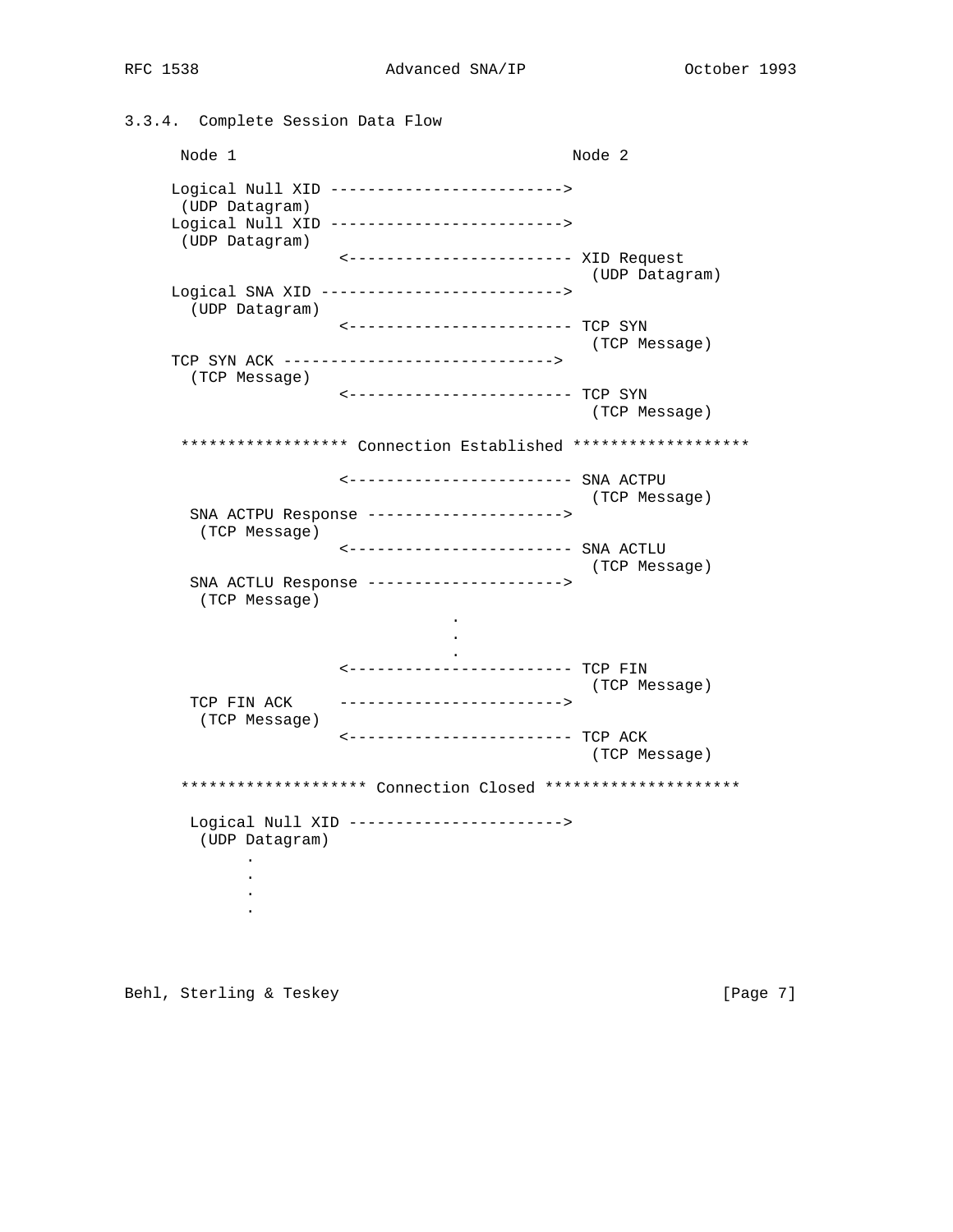### 3.3.4. Complete Session Data Flow

```
      Node 1                                    Node 2

     Logical Null XID ------------------------->
      (UDP Datagram)
     Logical Null XID ------------------------->
      (UDP Datagram)
                       <------------------------ XID Request
                                                  (UDP Datagram)
     Logical SNA XID -------------------------->
       (UDP Datagram)
                       <------------------------ TCP SYN
                                                  (TCP Message)
     TCP SYN ACK ----------------------------->
       (TCP Message)
                       <------------------------ TCP SYN
                                                  (TCP Message)

      ****************** Connection Established *******************

                       <------------------------ SNA ACTPU
                                                  (TCP Message)
       SNA ACTPU Response --------------------->
        (TCP Message)
                       <------------------------ SNA ACTLU
                                                  (TCP Message)
       SNA ACTLU Response --------------------->
        (TCP Message)
                                   .
                                   .
                                   .
                       <------------------------ TCP FIN
                                                  (TCP Message)
       TCP FIN ACK     ------------------------>
        (TCP Message)
                       <------------------------ TCP ACK
                                                  (TCP Message)

      ******************** Connection Closed *********************

       Logical Null XID ----------------------->
        (UDP Datagram)
              .
              .
              .
              .
```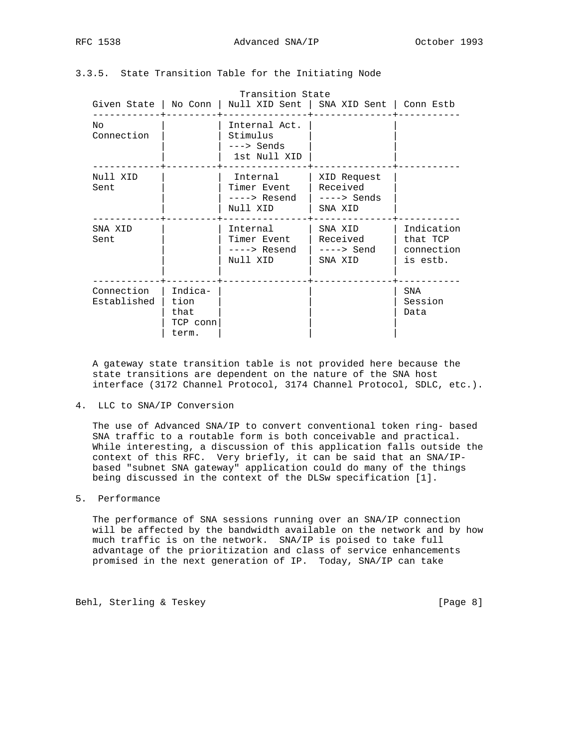### 3.3.5. State Transition Table for the Initiating Node

| Given State | Transition State: No Conn | Null XID Sent | SNA XID Sent | Conn Estb |
|---|---|---|---|---|
| No Connection | | Internal Act. Stimulus ---> Sends 1st Null XID | | |
| Null XID Sent | | Internal Timer Event ----> Resend Null XID | XID Request Received ----> Sends SNA XID | |
| SNA XID Sent | | Internal Timer Event ----> Resend Null XID | SNA XID Received ----> Send SNA XID | Indication that TCP connection is estb. |
| Connection Established | Indica- tion that TCP conn term. | | | SNA Session Data |

A gateway state transition table is not provided here because the state transitions are dependent on the nature of the SNA host interface (3172 Channel Protocol, 3174 Channel Protocol, SDLC, etc.).

## 4. LLC to SNA/IP Conversion

The use of Advanced SNA/IP to convert conventional token ring- based SNA traffic to a routable form is both conceivable and practical. While interesting, a discussion of this application falls outside the context of this RFC. Very briefly, it can be said that an SNA/IP-based "subnet SNA gateway" application could do many of the things being discussed in the context of the DLSw specification [1].

## 5. Performance

The performance of SNA sessions running over an SNA/IP connection will be affected by the bandwidth available on the network and by how much traffic is on the network. SNA/IP is poised to take full advantage of the prioritization and class of service enhancements promised in the next generation of IP. Today, SNA/IP can take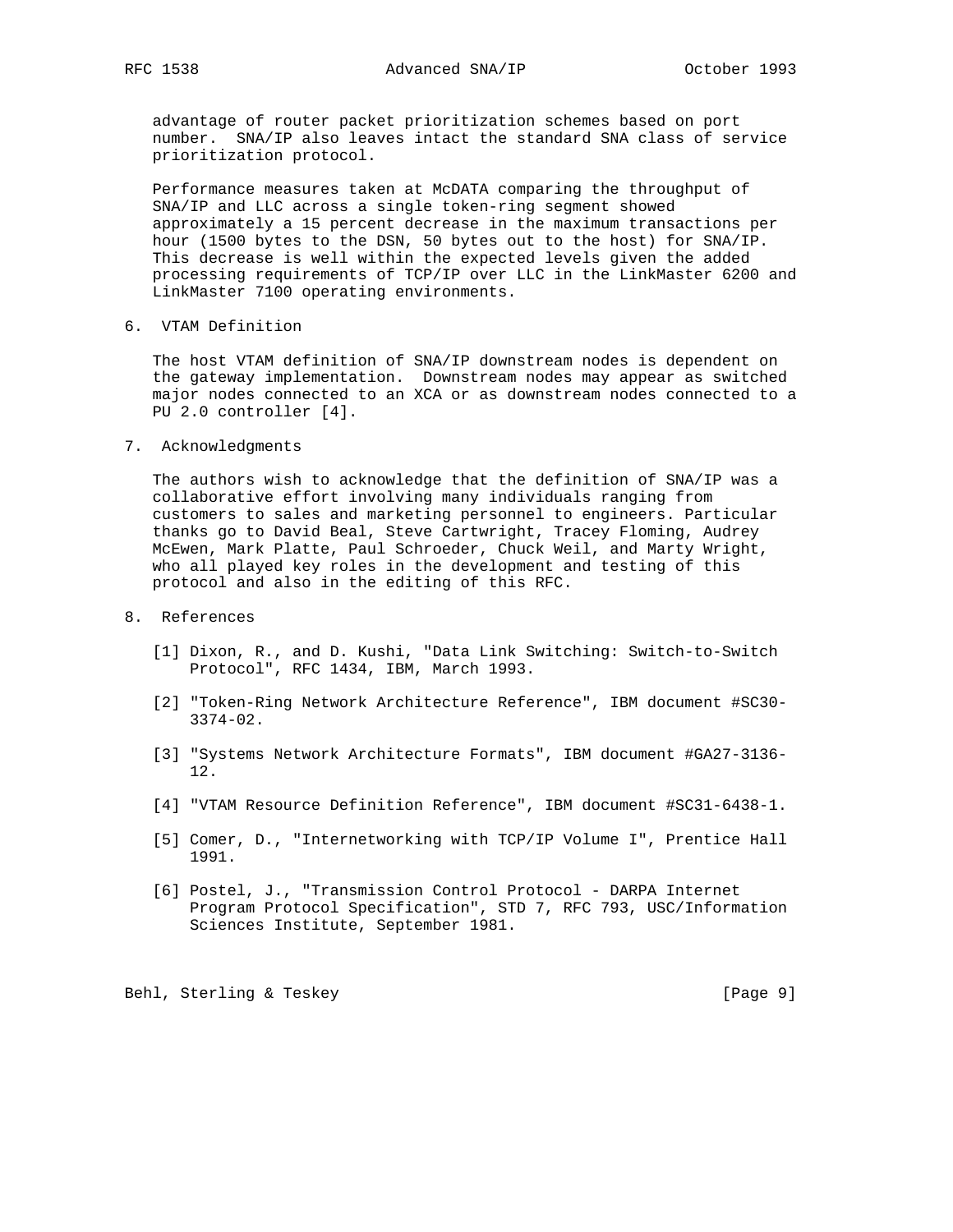advantage of router packet prioritization schemes based on port number. SNA/IP also leaves intact the standard SNA class of service prioritization protocol.

Performance measures taken at McDATA comparing the throughput of SNA/IP and LLC across a single token-ring segment showed approximately a 15 percent decrease in the maximum transactions per hour (1500 bytes to the DSN, 50 bytes out to the host) for SNA/IP. This decrease is well within the expected levels given the added processing requirements of TCP/IP over LLC in the LinkMaster 6200 and LinkMaster 7100 operating environments.

## 6. VTAM Definition

The host VTAM definition of SNA/IP downstream nodes is dependent on the gateway implementation. Downstream nodes may appear as switched major nodes connected to an XCA or as downstream nodes connected to a PU 2.0 controller [4].

## 7. Acknowledgments

The authors wish to acknowledge that the definition of SNA/IP was a collaborative effort involving many individuals ranging from customers to sales and marketing personnel to engineers. Particular thanks go to David Beal, Steve Cartwright, Tracey Floming, Audrey McEwen, Mark Platte, Paul Schroeder, Chuck Weil, and Marty Wright, who all played key roles in the development and testing of this protocol and also in the editing of this RFC.

## 8. References

[1] Dixon, R., and D. Kushi, "Data Link Switching: Switch-to-Switch Protocol", RFC 1434, IBM, March 1993.

[2] "Token-Ring Network Architecture Reference", IBM document #SC30-3374-02.

[3] "Systems Network Architecture Formats", IBM document #GA27-3136-12.

[4] "VTAM Resource Definition Reference", IBM document #SC31-6438-1.

[5] Comer, D., "Internetworking with TCP/IP Volume I", Prentice Hall 1991.

[6] Postel, J., "Transmission Control Protocol - DARPA Internet Program Protocol Specification", STD 7, RFC 793, USC/Information Sciences Institute, September 1981.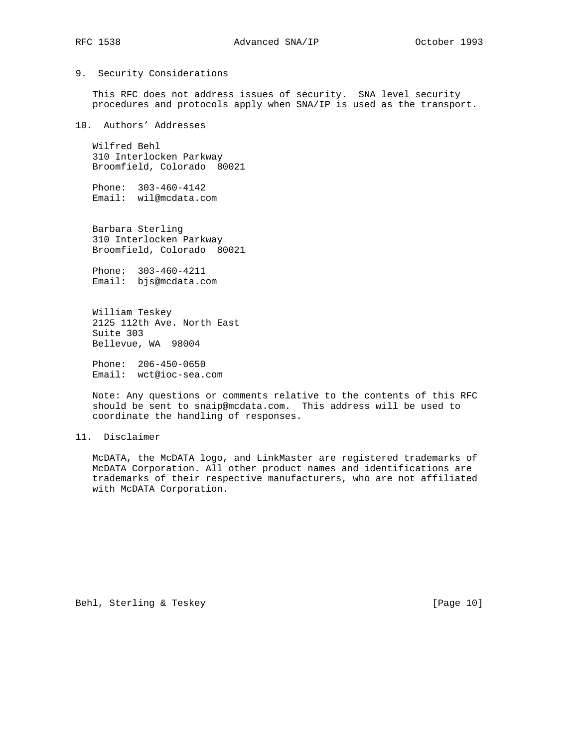## 9. Security Considerations

This RFC does not address issues of security. SNA level security procedures and protocols apply when SNA/IP is used as the transport.

## 10. Authors' Addresses

Wilfred Behl
310 Interlocken Parkway
Broomfield, Colorado 80021

Phone: 303-460-4142
Email: wil@mcdata.com

Barbara Sterling
310 Interlocken Parkway
Broomfield, Colorado 80021

Phone: 303-460-4211
Email: bjs@mcdata.com

William Teskey
2125 112th Ave. North East
Suite 303
Bellevue, WA 98004

Phone: 206-450-0650
Email: wct@ioc-sea.com

Note: Any questions or comments relative to the contents of this RFC should be sent to snaip@mcdata.com. This address will be used to coordinate the handling of responses.

## 11. Disclaimer

McDATA, the McDATA logo, and LinkMaster are registered trademarks of McDATA Corporation. All other product names and identifications are trademarks of their respective manufacturers, who are not affiliated with McDATA Corporation.